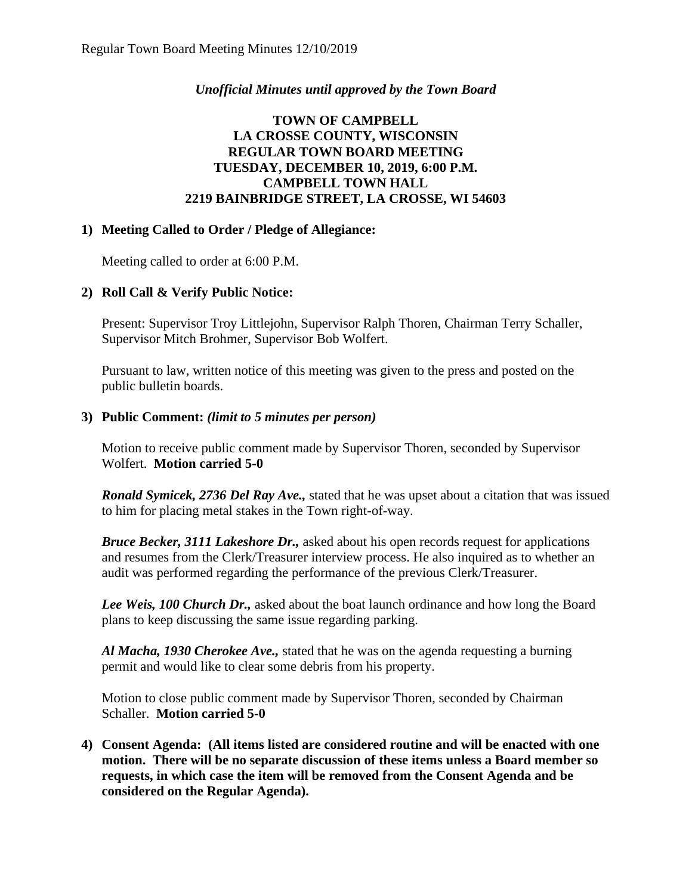*Unofficial Minutes until approved by the Town Board*

**TOWN OF CAMPBELL**
**LA CROSSE COUNTY, WISCONSIN**
**REGULAR TOWN BOARD MEETING**
**TUESDAY, DECEMBER 10, 2019, 6:00 P.M.**
**CAMPBELL TOWN HALL**
**2219 BAINBRIDGE STREET, LA CROSSE, WI 54603**

**1) Meeting Called to Order / Pledge of Allegiance:**

Meeting called to order at 6:00 P.M.

**2) Roll Call & Verify Public Notice:**

Present: Supervisor Troy Littlejohn, Supervisor Ralph Thoren, Chairman Terry Schaller, Supervisor Mitch Brohmer, Supervisor Bob Wolfert.

Pursuant to law, written notice of this meeting was given to the press and posted on the public bulletin boards.

**3) Public Comment:** ***(limit to 5 minutes per person)***

Motion to receive public comment made by Supervisor Thoren, seconded by Supervisor Wolfert. **Motion carried 5-0**

***Ronald Symicek, 2736 Del Ray Ave.,*** stated that he was upset about a citation that was issued to him for placing metal stakes in the Town right-of-way.

***Bruce Becker, 3111 Lakeshore Dr.,*** asked about his open records request for applications and resumes from the Clerk/Treasurer interview process. He also inquired as to whether an audit was performed regarding the performance of the previous Clerk/Treasurer.

***Lee Weis, 100 Church Dr.,*** asked about the boat launch ordinance and how long the Board plans to keep discussing the same issue regarding parking.

***Al Macha, 1930 Cherokee Ave.,*** stated that he was on the agenda requesting a burning permit and would like to clear some debris from his property.

Motion to close public comment made by Supervisor Thoren, seconded by Chairman Schaller. **Motion carried 5-0**

**4) Consent Agenda: (All items listed are considered routine and will be enacted with one motion. There will be no separate discussion of these items unless a Board member so requests, in which case the item will be removed from the Consent Agenda and be considered on the Regular Agenda).**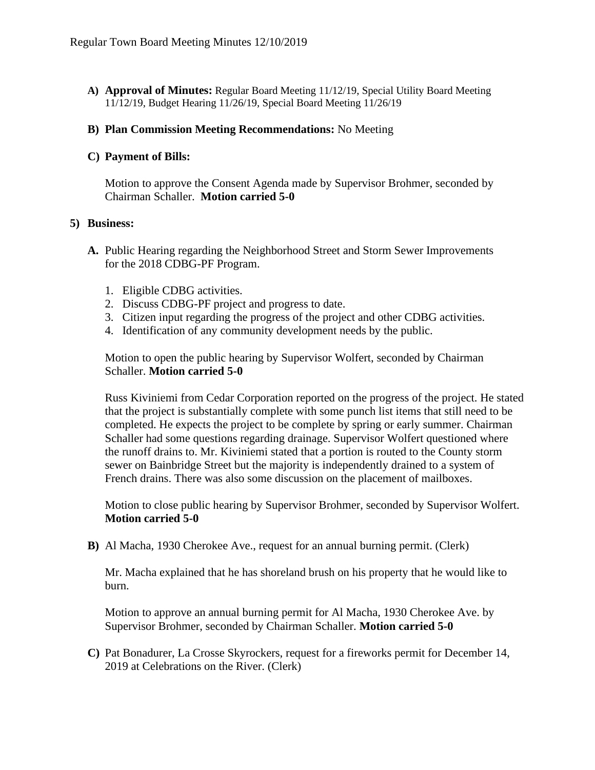- **A) Approval of Minutes:** Regular Board Meeting 11/12/19, Special Utility Board Meeting 11/12/19, Budget Hearing 11/26/19, Special Board Meeting 11/26/19

- **B) Plan Commission Meeting Recommendations:** No Meeting

- **C) Payment of Bills:**

  Motion to approve the Consent Agenda made by Supervisor Brohmer, seconded by Chairman Schaller. **Motion carried 5-0**

**5) Business:**

**A.** Public Hearing regarding the Neighborhood Street and Storm Sewer Improvements for the 2018 CDBG-PF Program.

1. Eligible CDBG activities.
2. Discuss CDBG-PF project and progress to date.
3. Citizen input regarding the progress of the project and other CDBG activities.
4. Identification of any community development needs by the public.

Motion to open the public hearing by Supervisor Wolfert, seconded by Chairman Schaller. **Motion carried 5-0**

Russ Kiviniemi from Cedar Corporation reported on the progress of the project. He stated that the project is substantially complete with some punch list items that still need to be completed. He expects the project to be complete by spring or early summer. Chairman Schaller had some questions regarding drainage. Supervisor Wolfert questioned where the runoff drains to. Mr. Kiviniemi stated that a portion is routed to the County storm sewer on Bainbridge Street but the majority is independently drained to a system of French drains. There was also some discussion on the placement of mailboxes.

Motion to close public hearing by Supervisor Brohmer, seconded by Supervisor Wolfert. **Motion carried 5-0**

**B)** Al Macha, 1930 Cherokee Ave., request for an annual burning permit. (Clerk)

Mr. Macha explained that he has shoreland brush on his property that he would like to burn.

Motion to approve an annual burning permit for Al Macha, 1930 Cherokee Ave. by Supervisor Brohmer, seconded by Chairman Schaller. **Motion carried 5-0**

**C)** Pat Bonadurer, La Crosse Skyrockers, request for a fireworks permit for December 14, 2019 at Celebrations on the River. (Clerk)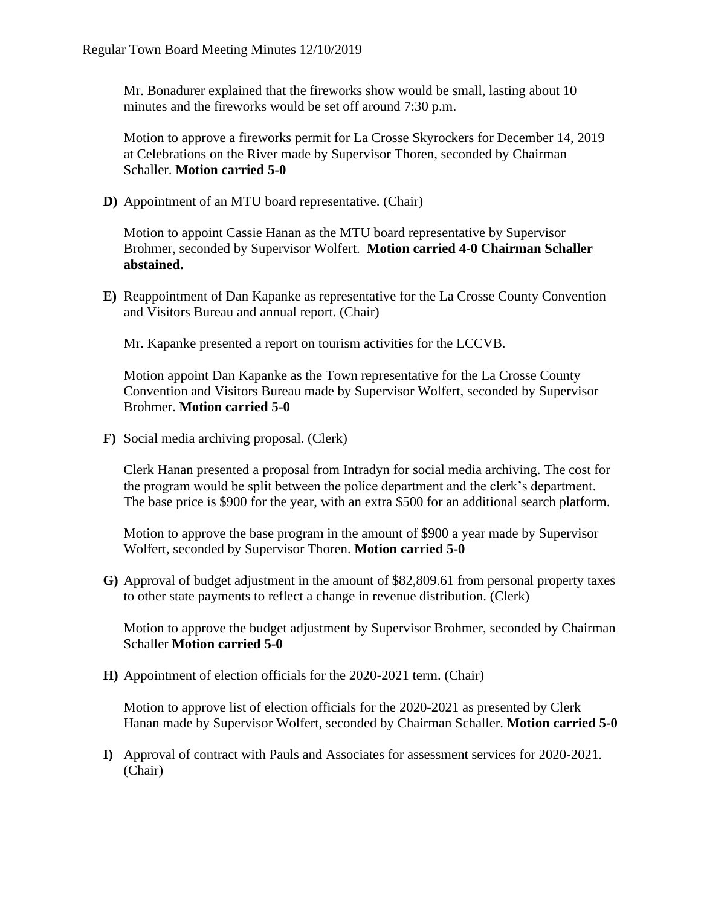Mr. Bonadurer explained that the fireworks show would be small, lasting about 10 minutes and the fireworks would be set off around 7:30 p.m.

Motion to approve a fireworks permit for La Crosse Skyrockers for December 14, 2019 at Celebrations on the River made by Supervisor Thoren, seconded by Chairman Schaller. **Motion carried 5-0**

**D)** Appointment of an MTU board representative. (Chair)

Motion to appoint Cassie Hanan as the MTU board representative by Supervisor Brohmer, seconded by Supervisor Wolfert. **Motion carried 4-0 Chairman Schaller abstained.**

**E)** Reappointment of Dan Kapanke as representative for the La Crosse County Convention and Visitors Bureau and annual report. (Chair)

Mr. Kapanke presented a report on tourism activities for the LCCVB.

Motion appoint Dan Kapanke as the Town representative for the La Crosse County Convention and Visitors Bureau made by Supervisor Wolfert, seconded by Supervisor Brohmer. **Motion carried 5-0**

**F)** Social media archiving proposal. (Clerk)

Clerk Hanan presented a proposal from Intradyn for social media archiving. The cost for the program would be split between the police department and the clerk's department. The base price is $900 for the year, with an extra $500 for an additional search platform.

Motion to approve the base program in the amount of $900 a year made by Supervisor Wolfert, seconded by Supervisor Thoren. **Motion carried 5-0**

**G)** Approval of budget adjustment in the amount of $82,809.61 from personal property taxes to other state payments to reflect a change in revenue distribution. (Clerk)

Motion to approve the budget adjustment by Supervisor Brohmer, seconded by Chairman Schaller **Motion carried 5-0**

**H)** Appointment of election officials for the 2020-2021 term. (Chair)

Motion to approve list of election officials for the 2020-2021 as presented by Clerk Hanan made by Supervisor Wolfert, seconded by Chairman Schaller. **Motion carried 5-0**

**I)** Approval of contract with Pauls and Associates for assessment services for 2020-2021. (Chair)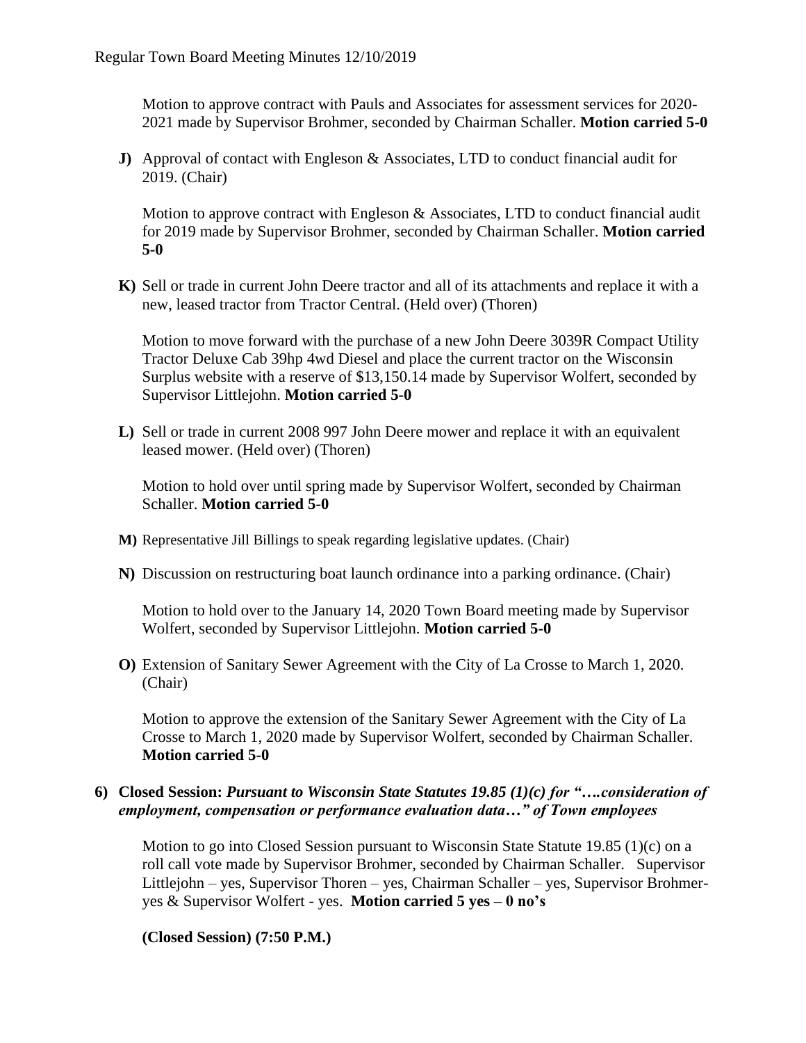Motion to approve contract with Pauls and Associates for assessment services for 2020-2021 made by Supervisor Brohmer, seconded by Chairman Schaller. **Motion carried 5-0**

**J)** Approval of contact with Engleson & Associates, LTD to conduct financial audit for 2019. (Chair)

Motion to approve contract with Engleson & Associates, LTD to conduct financial audit for 2019 made by Supervisor Brohmer, seconded by Chairman Schaller. **Motion carried 5-0**

**K)** Sell or trade in current John Deere tractor and all of its attachments and replace it with a new, leased tractor from Tractor Central. (Held over) (Thoren)

Motion to move forward with the purchase of a new John Deere 3039R Compact Utility Tractor Deluxe Cab 39hp 4wd Diesel and place the current tractor on the Wisconsin Surplus website with a reserve of $13,150.14 made by Supervisor Wolfert, seconded by Supervisor Littlejohn. **Motion carried 5-0**

**L)** Sell or trade in current 2008 997 John Deere mower and replace it with an equivalent leased mower. (Held over) (Thoren)

Motion to hold over until spring made by Supervisor Wolfert, seconded by Chairman Schaller. **Motion carried 5-0**

**M)** Representative Jill Billings to speak regarding legislative updates. (Chair)

**N)** Discussion on restructuring boat launch ordinance into a parking ordinance. (Chair)

Motion to hold over to the January 14, 2020 Town Board meeting made by Supervisor Wolfert, seconded by Supervisor Littlejohn. **Motion carried 5-0**

**O)** Extension of Sanitary Sewer Agreement with the City of La Crosse to March 1, 2020. (Chair)

Motion to approve the extension of the Sanitary Sewer Agreement with the City of La Crosse to March 1, 2020 made by Supervisor Wolfert, seconded by Chairman Schaller. **Motion carried 5-0**

**6) Closed Session:** ***Pursuant to Wisconsin State Statutes 19.85 (1)(c) for "….consideration of employment, compensation or performance evaluation data…" of Town employees***

Motion to go into Closed Session pursuant to Wisconsin State Statute 19.85 (1)(c) on a roll call vote made by Supervisor Brohmer, seconded by Chairman Schaller. Supervisor Littlejohn – yes, Supervisor Thoren – yes, Chairman Schaller – yes, Supervisor Brohmer-yes & Supervisor Wolfert - yes. **Motion carried 5 yes – 0 no's**

**(Closed Session) (7:50 P.M.)**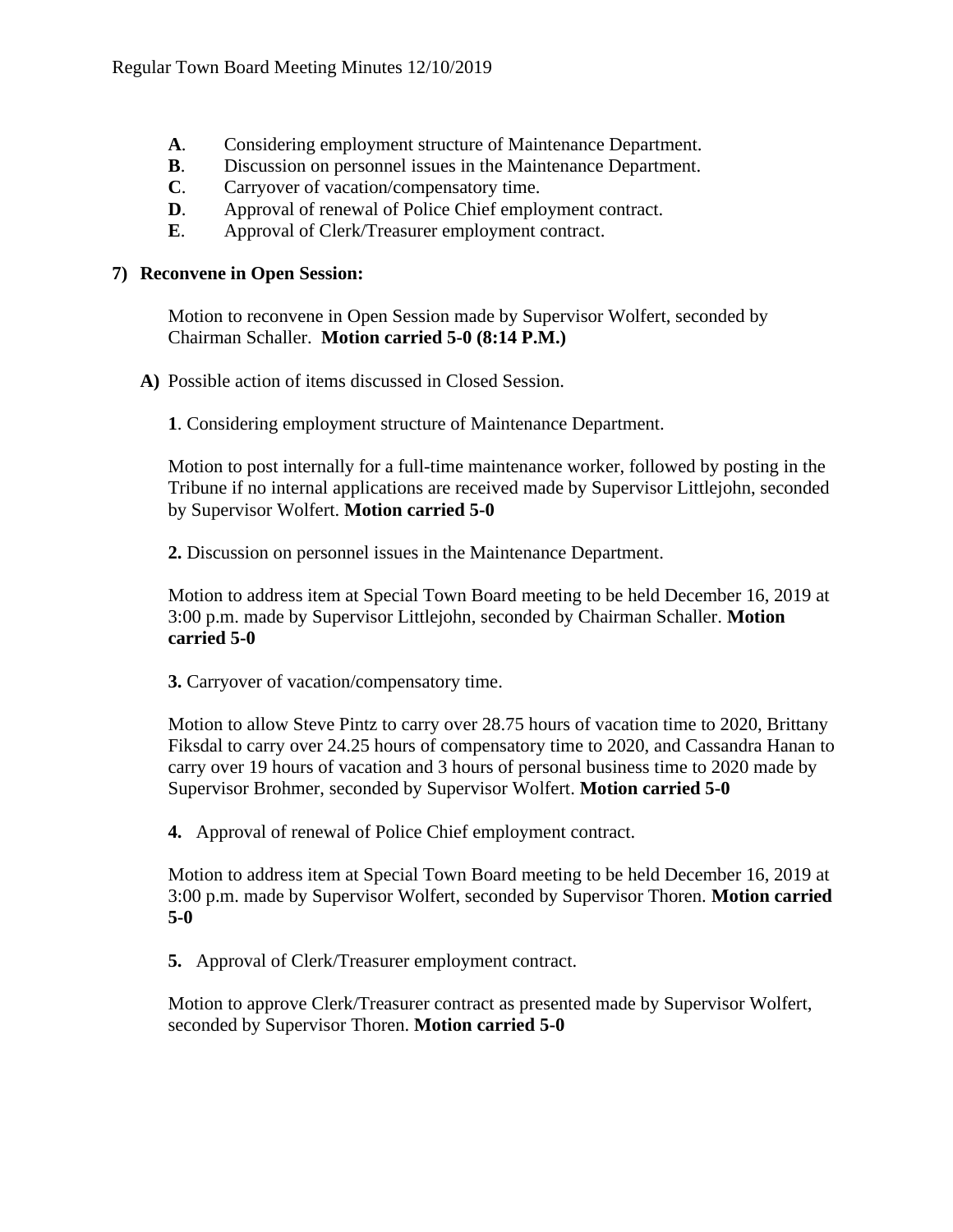- **A**. Considering employment structure of Maintenance Department.
- **B**. Discussion on personnel issues in the Maintenance Department.
- **C**. Carryover of vacation/compensatory time.
- **D**. Approval of renewal of Police Chief employment contract.
- **E**. Approval of Clerk/Treasurer employment contract.

**7) Reconvene in Open Session:**

Motion to reconvene in Open Session made by Supervisor Wolfert, seconded by Chairman Schaller. **Motion carried 5-0 (8:14 P.M.)**

**A)** Possible action of items discussed in Closed Session.

**1**. Considering employment structure of Maintenance Department.

Motion to post internally for a full-time maintenance worker, followed by posting in the Tribune if no internal applications are received made by Supervisor Littlejohn, seconded by Supervisor Wolfert. **Motion carried 5-0**

**2.** Discussion on personnel issues in the Maintenance Department.

Motion to address item at Special Town Board meeting to be held December 16, 2019 at 3:00 p.m. made by Supervisor Littlejohn, seconded by Chairman Schaller. **Motion carried 5-0**

**3.** Carryover of vacation/compensatory time.

Motion to allow Steve Pintz to carry over 28.75 hours of vacation time to 2020, Brittany Fiksdal to carry over 24.25 hours of compensatory time to 2020, and Cassandra Hanan to carry over 19 hours of vacation and 3 hours of personal business time to 2020 made by Supervisor Brohmer, seconded by Supervisor Wolfert. **Motion carried 5-0**

**4.** Approval of renewal of Police Chief employment contract.

Motion to address item at Special Town Board meeting to be held December 16, 2019 at 3:00 p.m. made by Supervisor Wolfert, seconded by Supervisor Thoren. **Motion carried 5-0**

**5.** Approval of Clerk/Treasurer employment contract.

Motion to approve Clerk/Treasurer contract as presented made by Supervisor Wolfert, seconded by Supervisor Thoren. **Motion carried 5-0**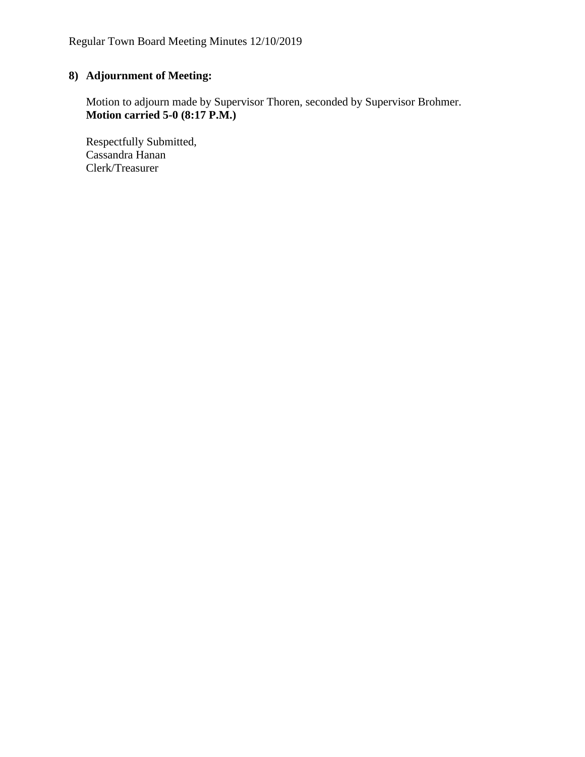**8) Adjournment of Meeting:**

Motion to adjourn made by Supervisor Thoren, seconded by Supervisor Brohmer.
**Motion carried 5-0 (8:17 P.M.)**

Respectfully Submitted,
Cassandra Hanan
Clerk/Treasurer